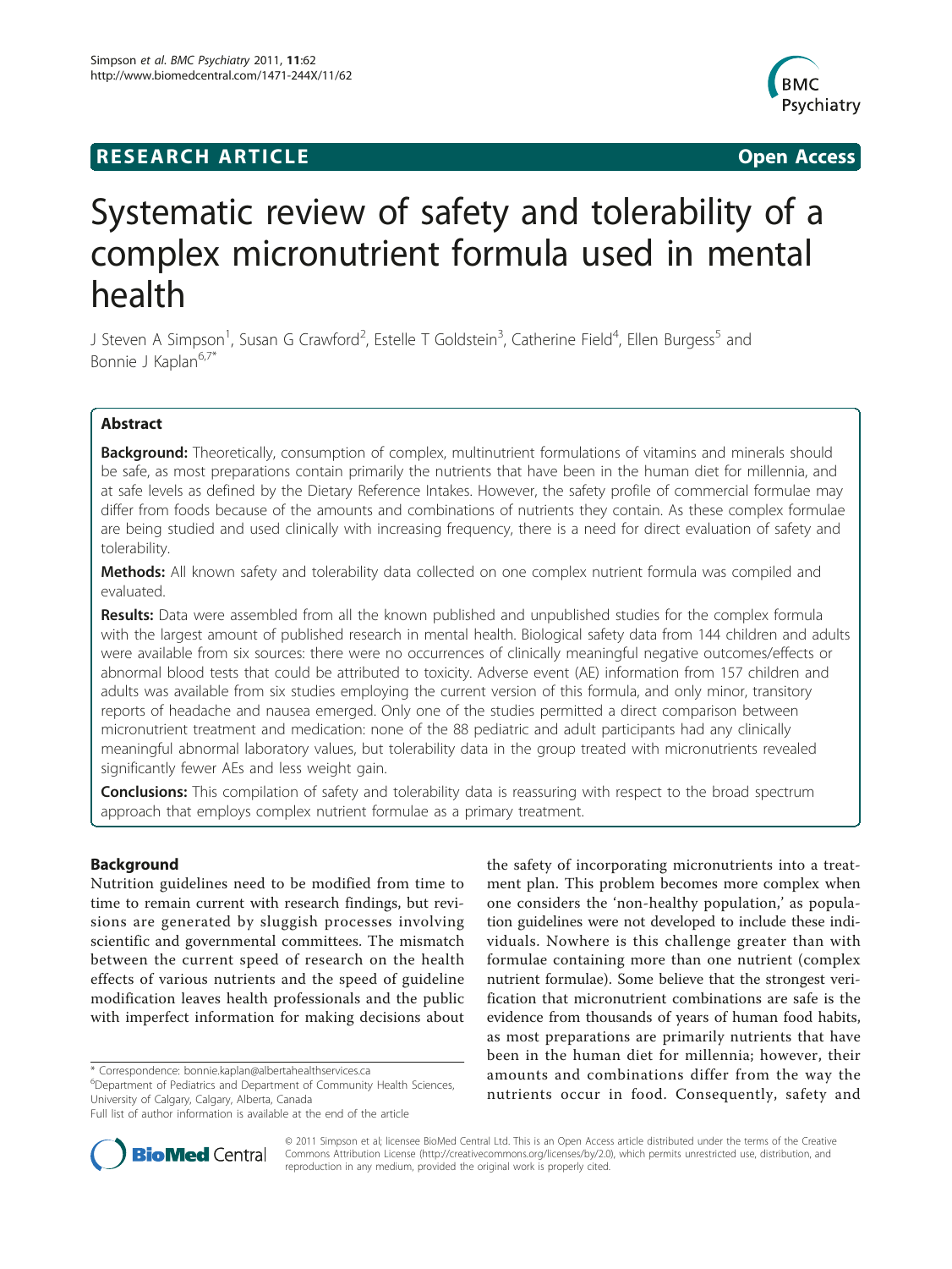**RESEARCH ARTICLE** **Open Access**

# Systematic review of safety and tolerability of a complex micronutrient formula used in mental health

J Steven A Simpson[1], Susan G Crawford[2], Estelle T Goldstein[3], Catherine Field[4], Ellen Burgess[5] and Bonnie J Kaplan[6,7*]

## Abstract

**Background:** Theoretically, consumption of complex, multinutrient formulations of vitamins and minerals should be safe, as most preparations contain primarily the nutrients that have been in the human diet for millennia, and at safe levels as defined by the Dietary Reference Intakes. However, the safety profile of commercial formulae may differ from foods because of the amounts and combinations of nutrients they contain. As these complex formulae are being studied and used clinically with increasing frequency, there is a need for direct evaluation of safety and tolerability.

**Methods:** All known safety and tolerability data collected on one complex nutrient formula was compiled and evaluated.

**Results:** Data were assembled from all the known published and unpublished studies for the complex formula with the largest amount of published research in mental health. Biological safety data from 144 children and adults were available from six sources: there were no occurrences of clinically meaningful negative outcomes/effects or abnormal blood tests that could be attributed to toxicity. Adverse event (AE) information from 157 children and adults was available from six studies employing the current version of this formula, and only minor, transitory reports of headache and nausea emerged. Only one of the studies permitted a direct comparison between micronutrient treatment and medication: none of the 88 pediatric and adult participants had any clinically meaningful abnormal laboratory values, but tolerability data in the group treated with micronutrients revealed significantly fewer AEs and less weight gain.

**Conclusions:** This compilation of safety and tolerability data is reassuring with respect to the broad spectrum approach that employs complex nutrient formulae as a primary treatment.

## Background

Nutrition guidelines need to be modified from time to time to remain current with research findings, but revisions are generated by sluggish processes involving scientific and governmental committees. The mismatch between the current speed of research on the health effects of various nutrients and the speed of guideline modification leaves health professionals and the public with imperfect information for making decisions about the safety of incorporating micronutrients into a treatment plan. This problem becomes more complex when one considers the 'non-healthy population,' as population guidelines were not developed to include these individuals. Nowhere is this challenge greater than with formulae containing more than one nutrient (complex nutrient formulae). Some believe that the strongest verification that micronutrient combinations are safe is the evidence from thousands of years of human food habits, as most preparations are primarily nutrients that have been in the human diet for millennia; however, their amounts and combinations differ from the way the nutrients occur in food. Consequently, safety and

\* Correspondence: bonnie.kaplan@albertahealthservices.ca
[6]Department of Pediatrics and Department of Community Health Sciences, University of Calgary, Calgary, Alberta, Canada
Full list of author information is available at the end of the article

© 2011 Simpson et al; licensee BioMed Central Ltd. This is an Open Access article distributed under the terms of the Creative Commons Attribution License (http://creativecommons.org/licenses/by/2.0), which permits unrestricted use, distribution, and reproduction in any medium, provided the original work is properly cited.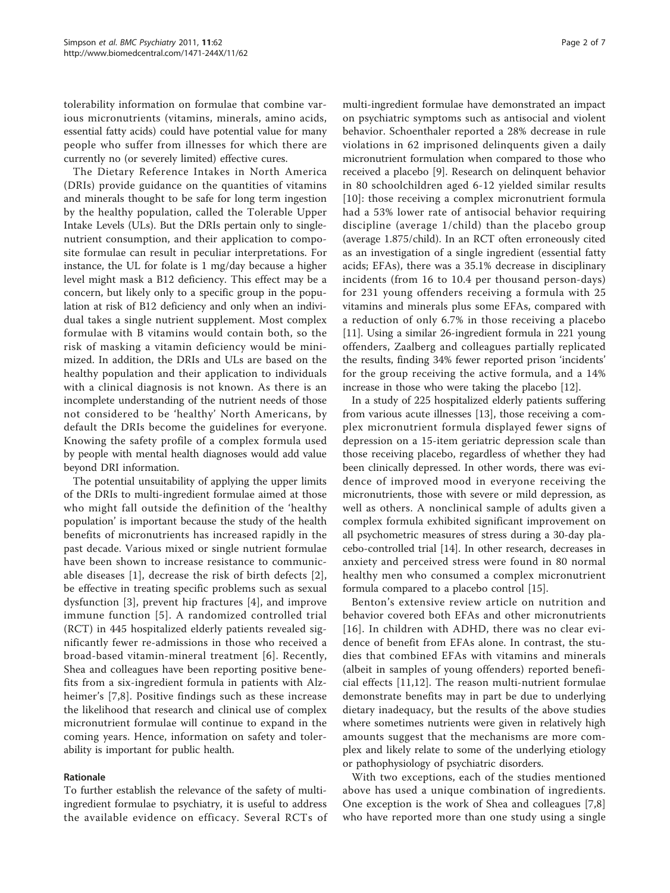tolerability information on formulae that combine various micronutrients (vitamins, minerals, amino acids, essential fatty acids) could have potential value for many people who suffer from illnesses for which there are currently no (or severely limited) effective cures.

The Dietary Reference Intakes in North America (DRIs) provide guidance on the quantities of vitamins and minerals thought to be safe for long term ingestion by the healthy population, called the Tolerable Upper Intake Levels (ULs). But the DRIs pertain only to single-nutrient consumption, and their application to composite formulae can result in peculiar interpretations. For instance, the UL for folate is 1 mg/day because a higher level might mask a B12 deficiency. This effect may be a concern, but likely only to a specific group in the population at risk of B12 deficiency and only when an individual takes a single nutrient supplement. Most complex formulae with B vitamins would contain both, so the risk of masking a vitamin deficiency would be minimized. In addition, the DRIs and ULs are based on the healthy population and their application to individuals with a clinical diagnosis is not known. As there is an incomplete understanding of the nutrient needs of those not considered to be 'healthy' North Americans, by default the DRIs become the guidelines for everyone. Knowing the safety profile of a complex formula used by people with mental health diagnoses would add value beyond DRI information.

The potential unsuitability of applying the upper limits of the DRIs to multi-ingredient formulae aimed at those who might fall outside the definition of the 'healthy population' is important because the study of the health benefits of micronutrients has increased rapidly in the past decade. Various mixed or single nutrient formulae have been shown to increase resistance to communicable diseases [1], decrease the risk of birth defects [2], be effective in treating specific problems such as sexual dysfunction [3], prevent hip fractures [4], and improve immune function [5]. A randomized controlled trial (RCT) in 445 hospitalized elderly patients revealed significantly fewer re-admissions in those who received a broad-based vitamin-mineral treatment [6]. Recently, Shea and colleagues have been reporting positive benefits from a six-ingredient formula in patients with Alzheimer's [7,8]. Positive findings such as these increase the likelihood that research and clinical use of complex micronutrient formulae will continue to expand in the coming years. Hence, information on safety and tolerability is important for public health.

## Rationale

To further establish the relevance of the safety of multi-ingredient formulae to psychiatry, it is useful to address the available evidence on efficacy. Several RCTs of multi-ingredient formulae have demonstrated an impact on psychiatric symptoms such as antisocial and violent behavior. Schoenthaler reported a 28% decrease in rule violations in 62 imprisoned delinquents given a daily micronutrient formulation when compared to those who received a placebo [9]. Research on delinquent behavior in 80 schoolchildren aged 6-12 yielded similar results [10]: those receiving a complex micronutrient formula had a 53% lower rate of antisocial behavior requiring discipline (average 1/child) than the placebo group (average 1.875/child). In an RCT often erroneously cited as an investigation of a single ingredient (essential fatty acids; EFAs), there was a 35.1% decrease in disciplinary incidents (from 16 to 10.4 per thousand person-days) for 231 young offenders receiving a formula with 25 vitamins and minerals plus some EFAs, compared with a reduction of only 6.7% in those receiving a placebo [11]. Using a similar 26-ingredient formula in 221 young offenders, Zaalberg and colleagues partially replicated the results, finding 34% fewer reported prison 'incidents' for the group receiving the active formula, and a 14% increase in those who were taking the placebo [12].

In a study of 225 hospitalized elderly patients suffering from various acute illnesses [13], those receiving a complex micronutrient formula displayed fewer signs of depression on a 15-item geriatric depression scale than those receiving placebo, regardless of whether they had been clinically depressed. In other words, there was evidence of improved mood in everyone receiving the micronutrients, those with severe or mild depression, as well as others. A nonclinical sample of adults given a complex formula exhibited significant improvement on all psychometric measures of stress during a 30-day placebo-controlled trial [14]. In other research, decreases in anxiety and perceived stress were found in 80 normal healthy men who consumed a complex micronutrient formula compared to a placebo control [15].

Benton's extensive review article on nutrition and behavior covered both EFAs and other micronutrients [16]. In children with ADHD, there was no clear evidence of benefit from EFAs alone. In contrast, the studies that combined EFAs with vitamins and minerals (albeit in samples of young offenders) reported beneficial effects [11,12]. The reason multi-nutrient formulae demonstrate benefits may in part be due to underlying dietary inadequacy, but the results of the above studies where sometimes nutrients were given in relatively high amounts suggest that the mechanisms are more complex and likely relate to some of the underlying etiology or pathophysiology of psychiatric disorders.

With two exceptions, each of the studies mentioned above has used a unique combination of ingredients. One exception is the work of Shea and colleagues [7,8] who have reported more than one study using a single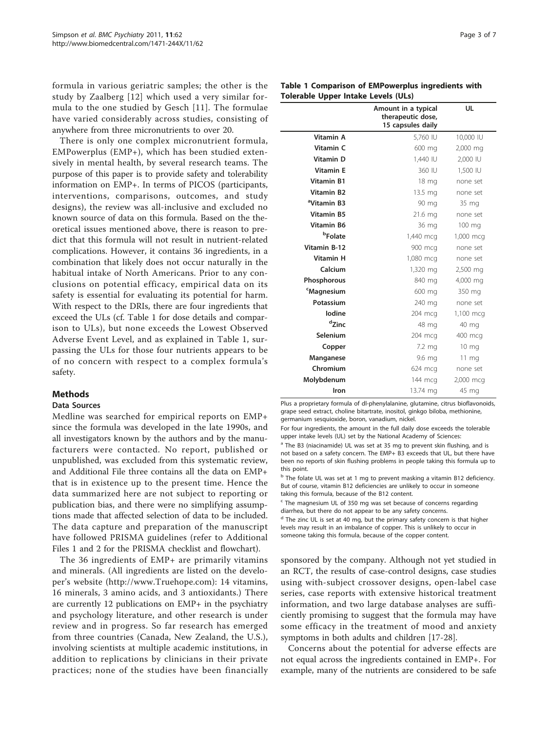formula in various geriatric samples; the other is the study by Zaalberg [12] which used a very similar formula to the one studied by Gesch [11]. The formulae have varied considerably across studies, consisting of anywhere from three micronutrients to over 20.

There is only one complex micronutrient formula, EMPowerplus (EMP+), which has been studied extensively in mental health, by several research teams. The purpose of this paper is to provide safety and tolerability information on EMP+. In terms of PICOS (participants, interventions, comparisons, outcomes, and study designs), the review was all-inclusive and excluded no known source of data on this formula. Based on the theoretical issues mentioned above, there is reason to predict that this formula will not result in nutrient-related complications. However, it contains 36 ingredients, in a combination that likely does not occur naturally in the habitual intake of North Americans. Prior to any conclusions on potential efficacy, empirical data on its safety is essential for evaluating its potential for harm. With respect to the DRIs, there are four ingredients that exceed the ULs (cf. Table 1 for dose details and comparison to ULs), but none exceeds the Lowest Observed Adverse Event Level, and as explained in Table 1, surpassing the ULs for those four nutrients appears to be of no concern with respect to a complex formula's safety.

## Methods

### Data Sources

Medline was searched for empirical reports on EMP+ since the formula was developed in the late 1990s, and all investigators known by the authors and by the manufacturers were contacted. No report, published or unpublished, was excluded from this systematic review, and Additional File three contains all the data on EMP+ that is in existence up to the present time. Hence the data summarized here are not subject to reporting or publication bias, and there were no simplifying assumptions made that affected selection of data to be included. The data capture and preparation of the manuscript have followed PRISMA guidelines (refer to Additional Files 1 and 2 for the PRISMA checklist and flowchart).

The 36 ingredients of EMP+ are primarily vitamins and minerals. (All ingredients are listed on the developer's website (http://www.Truehope.com): 14 vitamins, 16 minerals, 3 amino acids, and 3 antioxidants.) There are currently 12 publications on EMP+ in the psychiatry and psychology literature, and other research is under review and in progress. So far research has emerged from three countries (Canada, New Zealand, the U.S.), involving scientists at multiple academic institutions, in addition to replications by clinicians in their private practices; none of the studies have been financially sponsored by the company. Although not yet studied in an RCT, the results of case-control designs, case studies using with-subject crossover designs, open-label case series, case reports with extensive historical treatment information, and two large database analyses are sufficiently promising to suggest that the formula may have some efficacy in the treatment of mood and anxiety symptoms in both adults and children [17-28].

Concerns about the potential for adverse effects are not equal across the ingredients contained in EMP+. For example, many of the nutrients are considered to be safe

**Table 1 Comparison of EMPowerplus ingredients with Tolerable Upper Intake Levels (ULs)**

| | Amount in a typical therapeutic dose, 15 capsules daily | UL |
|---|---|---|
| Vitamin A | 5,760 IU | 10,000 IU |
| Vitamin C | 600 mg | 2,000 mg |
| Vitamin D | 1,440 IU | 2,000 IU |
| Vitamin E | 360 IU | 1,500 IU |
| Vitamin B1 | 18 mg | none set |
| Vitamin B2 | 13.5 mg | none set |
| [a]Vitamin B3 | 90 mg | 35 mg |
| Vitamin B5 | 21.6 mg | none set |
| Vitamin B6 | 36 mg | 100 mg |
| [b]Folate | 1,440 mcg | 1,000 mcg |
| Vitamin B-12 | 900 mcg | none set |
| Vitamin H | 1,080 mcg | none set |
| Calcium | 1,320 mg | 2,500 mg |
| Phosphorous | 840 mg | 4,000 mg |
| [c]Magnesium | 600 mg | 350 mg |
| Potassium | 240 mg | none set |
| Iodine | 204 mcg | 1,100 mcg |
| [d]Zinc | 48 mg | 40 mg |
| Selenium | 204 mcg | 400 mcg |
| Copper | 7.2 mg | 10 mg |
| Manganese | 9.6 mg | 11 mg |
| Chromium | 624 mcg | none set |
| Molybdenum | 144 mcg | 2,000 mcg |
| Iron | 13.74 mg | 45 mg |

Plus a proprietary formula of dl-phenylalanine, glutamine, citrus bioflavonoids, grape seed extract, choline bitartrate, inositol, ginkgo biloba, methionine, germanium sesquioxide, boron, vanadium, nickel.

For four ingredients, the amount in the full daily dose exceeds the tolerable upper intake levels (UL) set by the National Academy of Sciences:

[a] The B3 (niacinamide) UL was set at 35 mg to prevent skin flushing, and is not based on a safety concern. The EMP+ B3 exceeds that UL, but there have been no reports of skin flushing problems in people taking this formula up to this point.

[b] The folate UL was set at 1 mg to prevent masking a vitamin B12 deficiency. But of course, vitamin B12 deficiencies are unlikely to occur in someone taking this formula, because of the B12 content.

[c] The magnesium UL of 350 mg was set because of concerns regarding diarrhea, but there do not appear to be any safety concerns.

[d] The zinc UL is set at 40 mg, but the primary safety concern is that higher levels may result in an imbalance of copper. This is unlikely to occur in someone taking this formula, because of the copper content.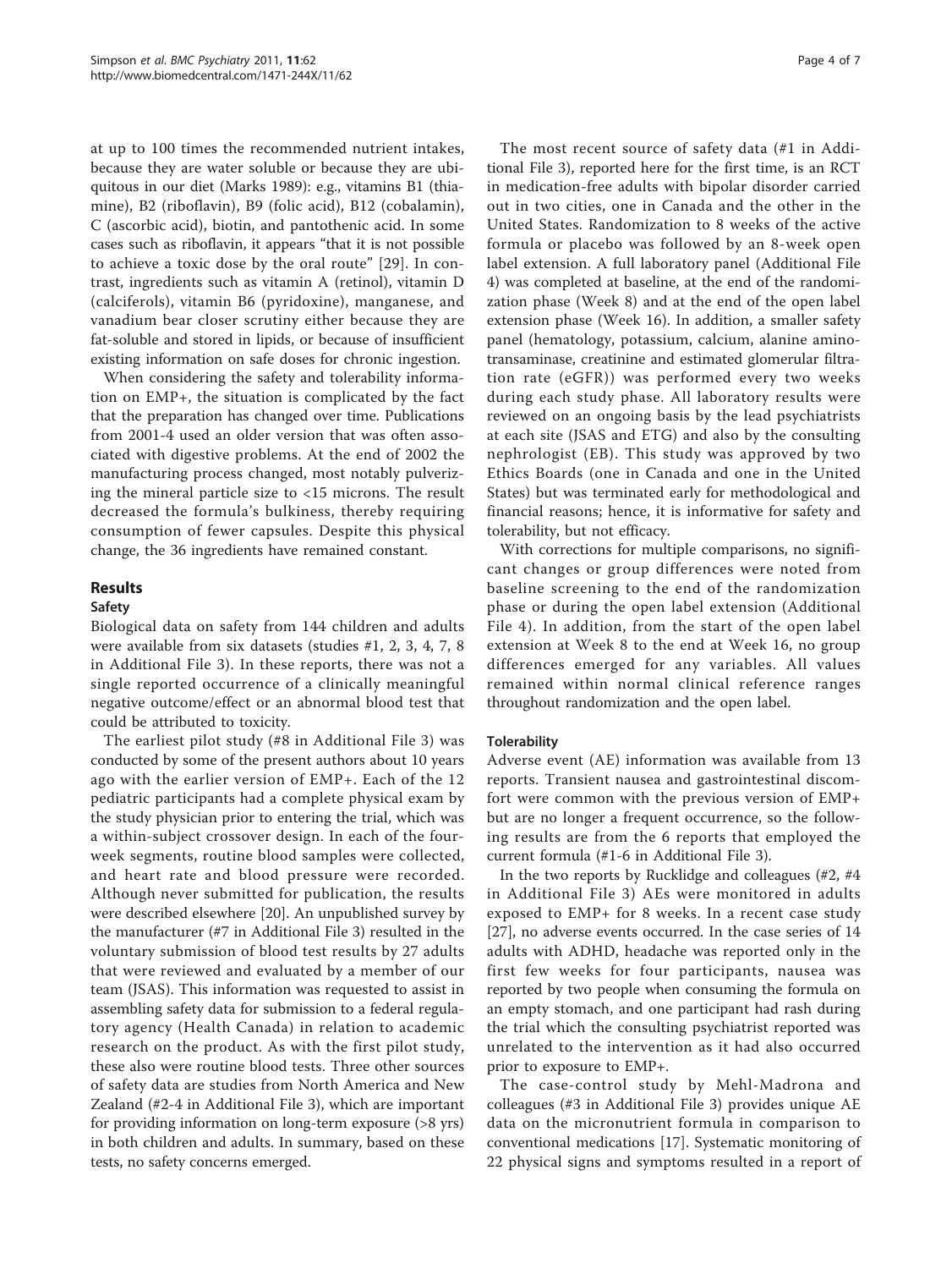at up to 100 times the recommended nutrient intakes, because they are water soluble or because they are ubiquitous in our diet (Marks 1989): e.g., vitamins B1 (thiamine), B2 (riboflavin), B9 (folic acid), B12 (cobalamin), C (ascorbic acid), biotin, and pantothenic acid. In some cases such as riboflavin, it appears "that it is not possible to achieve a toxic dose by the oral route" [29]. In contrast, ingredients such as vitamin A (retinol), vitamin D (calciferols), vitamin B6 (pyridoxine), manganese, and vanadium bear closer scrutiny either because they are fat-soluble and stored in lipids, or because of insufficient existing information on safe doses for chronic ingestion.

When considering the safety and tolerability information on EMP+, the situation is complicated by the fact that the preparation has changed over time. Publications from 2001-4 used an older version that was often associated with digestive problems. At the end of 2002 the manufacturing process changed, most notably pulverizing the mineral particle size to <15 microns. The result decreased the formula's bulkiness, thereby requiring consumption of fewer capsules. Despite this physical change, the 36 ingredients have remained constant.

## Results

### Safety

Biological data on safety from 144 children and adults were available from six datasets (studies #1, 2, 3, 4, 7, 8 in Additional File 3). In these reports, there was not a single reported occurrence of a clinically meaningful negative outcome/effect or an abnormal blood test that could be attributed to toxicity.

The earliest pilot study (#8 in Additional File 3) was conducted by some of the present authors about 10 years ago with the earlier version of EMP+. Each of the 12 pediatric participants had a complete physical exam by the study physician prior to entering the trial, which was a within-subject crossover design. In each of the four-week segments, routine blood samples were collected, and heart rate and blood pressure were recorded. Although never submitted for publication, the results were described elsewhere [20]. An unpublished survey by the manufacturer (#7 in Additional File 3) resulted in the voluntary submission of blood test results by 27 adults that were reviewed and evaluated by a member of our team (JSAS). This information was requested to assist in assembling safety data for submission to a federal regulatory agency (Health Canada) in relation to academic research on the product. As with the first pilot study, these also were routine blood tests. Three other sources of safety data are studies from North America and New Zealand (#2-4 in Additional File 3), which are important for providing information on long-term exposure (>8 yrs) in both children and adults. In summary, based on these tests, no safety concerns emerged.

The most recent source of safety data (#1 in Additional File 3), reported here for the first time, is an RCT in medication-free adults with bipolar disorder carried out in two cities, one in Canada and the other in the United States. Randomization to 8 weeks of the active formula or placebo was followed by an 8-week open label extension. A full laboratory panel (Additional File 4) was completed at baseline, at the end of the randomization phase (Week 8) and at the end of the open label extension phase (Week 16). In addition, a smaller safety panel (hematology, potassium, calcium, alanine aminotransaminase, creatinine and estimated glomerular filtration rate (eGFR)) was performed every two weeks during each study phase. All laboratory results were reviewed on an ongoing basis by the lead psychiatrists at each site (JSAS and ETG) and also by the consulting nephrologist (EB). This study was approved by two Ethics Boards (one in Canada and one in the United States) but was terminated early for methodological and financial reasons; hence, it is informative for safety and tolerability, but not efficacy.

With corrections for multiple comparisons, no significant changes or group differences were noted from baseline screening to the end of the randomization phase or during the open label extension (Additional File 4). In addition, from the start of the open label extension at Week 8 to the end at Week 16, no group differences emerged for any variables. All values remained within normal clinical reference ranges throughout randomization and the open label.

### Tolerability

Adverse event (AE) information was available from 13 reports. Transient nausea and gastrointestinal discomfort were common with the previous version of EMP+ but are no longer a frequent occurrence, so the following results are from the 6 reports that employed the current formula (#1-6 in Additional File 3).

In the two reports by Rucklidge and colleagues (#2, #4 in Additional File 3) AEs were monitored in adults exposed to EMP+ for 8 weeks. In a recent case study [27], no adverse events occurred. In the case series of 14 adults with ADHD, headache was reported only in the first few weeks for four participants, nausea was reported by two people when consuming the formula on an empty stomach, and one participant had rash during the trial which the consulting psychiatrist reported was unrelated to the intervention as it had also occurred prior to exposure to EMP+.

The case-control study by Mehl-Madrona and colleagues (#3 in Additional File 3) provides unique AE data on the micronutrient formula in comparison to conventional medications [17]. Systematic monitoring of 22 physical signs and symptoms resulted in a report of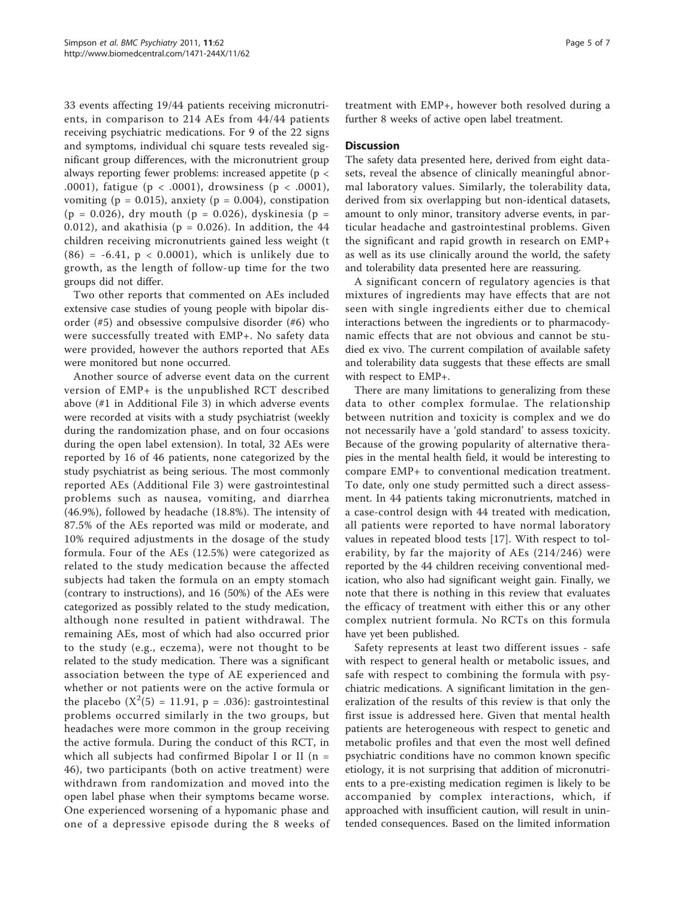33 events affecting 19/44 patients receiving micronutrients, in comparison to 214 AEs from 44/44 patients receiving psychiatric medications. For 9 of the 22 signs and symptoms, individual chi square tests revealed significant group differences, with the micronutrient group always reporting fewer problems: increased appetite ($p < .0001$), fatigue ($p < .0001$), drowsiness ($p < .0001$), vomiting ($p = 0.015$), anxiety ($p = 0.004$), constipation ($p = 0.026$), dry mouth ($p = 0.026$), dyskinesia ($p = 0.012$), and akathisia ($p = 0.026$). In addition, the 44 children receiving micronutrients gained less weight ($t(86) = -6.41$, $p < 0.0001$), which is unlikely due to growth, as the length of follow-up time for the two groups did not differ.

Two other reports that commented on AEs included extensive case studies of young people with bipolar disorder (#5) and obsessive compulsive disorder (#6) who were successfully treated with EMP+. No safety data were provided, however the authors reported that AEs were monitored but none occurred.

Another source of adverse event data on the current version of EMP+ is the unpublished RCT described above (#1 in Additional File 3) in which adverse events were recorded at visits with a study psychiatrist (weekly during the randomization phase, and on four occasions during the open label extension). In total, 32 AEs were reported by 16 of 46 patients, none categorized by the study psychiatrist as being serious. The most commonly reported AEs (Additional File 3) were gastrointestinal problems such as nausea, vomiting, and diarrhea (46.9%), followed by headache (18.8%). The intensity of 87.5% of the AEs reported was mild or moderate, and 10% required adjustments in the dosage of the study formula. Four of the AEs (12.5%) were categorized as related to the study medication because the affected subjects had taken the formula on an empty stomach (contrary to instructions), and 16 (50%) of the AEs were categorized as possibly related to the study medication, although none resulted in patient withdrawal. The remaining AEs, most of which had also occurred prior to the study (e.g., eczema), were not thought to be related to the study medication. There was a significant association between the type of AE experienced and whether or not patients were on the active formula or the placebo ($X^2(5) = 11.91$, $p = .036$): gastrointestinal problems occurred similarly in the two groups, but headaches were more common in the group receiving the active formula. During the conduct of this RCT, in which all subjects had confirmed Bipolar I or II ($n = 46$), two participants (both on active treatment) were withdrawn from randomization and moved into the open label phase when their symptoms became worse. One experienced worsening of a hypomanic phase and one of a depressive episode during the 8 weeks of treatment with EMP+, however both resolved during a further 8 weeks of active open label treatment.

## Discussion

The safety data presented here, derived from eight datasets, reveal the absence of clinically meaningful abnormal laboratory values. Similarly, the tolerability data, derived from six overlapping but non-identical datasets, amount to only minor, transitory adverse events, in particular headache and gastrointestinal problems. Given the significant and rapid growth in research on EMP+ as well as its use clinically around the world, the safety and tolerability data presented here are reassuring.

A significant concern of regulatory agencies is that mixtures of ingredients may have effects that are not seen with single ingredients either due to chemical interactions between the ingredients or to pharmacodynamic effects that are not obvious and cannot be studied ex vivo. The current compilation of available safety and tolerability data suggests that these effects are small with respect to EMP+.

There are many limitations to generalizing from these data to other complex formulae. The relationship between nutrition and toxicity is complex and we do not necessarily have a 'gold standard' to assess toxicity. Because of the growing popularity of alternative therapies in the mental health field, it would be interesting to compare EMP+ to conventional medication treatment. To date, only one study permitted such a direct assessment. In 44 patients taking micronutrients, matched in a case-control design with 44 treated with medication, all patients were reported to have normal laboratory values in repeated blood tests [17]. With respect to tolerability, by far the majority of AEs (214/246) were reported by the 44 children receiving conventional medication, who also had significant weight gain. Finally, we note that there is nothing in this review that evaluates the efficacy of treatment with either this or any other complex nutrient formula. No RCTs on this formula have yet been published.

Safety represents at least two different issues - safe with respect to general health or metabolic issues, and safe with respect to combining the formula with psychiatric medications. A significant limitation in the generalization of the results of this review is that only the first issue is addressed here. Given that mental health patients are heterogeneous with respect to genetic and metabolic profiles and that even the most well defined psychiatric conditions have no common known specific etiology, it is not surprising that addition of micronutrients to a pre-existing medication regimen is likely to be accompanied by complex interactions, which, if approached with insufficient caution, will result in unintended consequences. Based on the limited information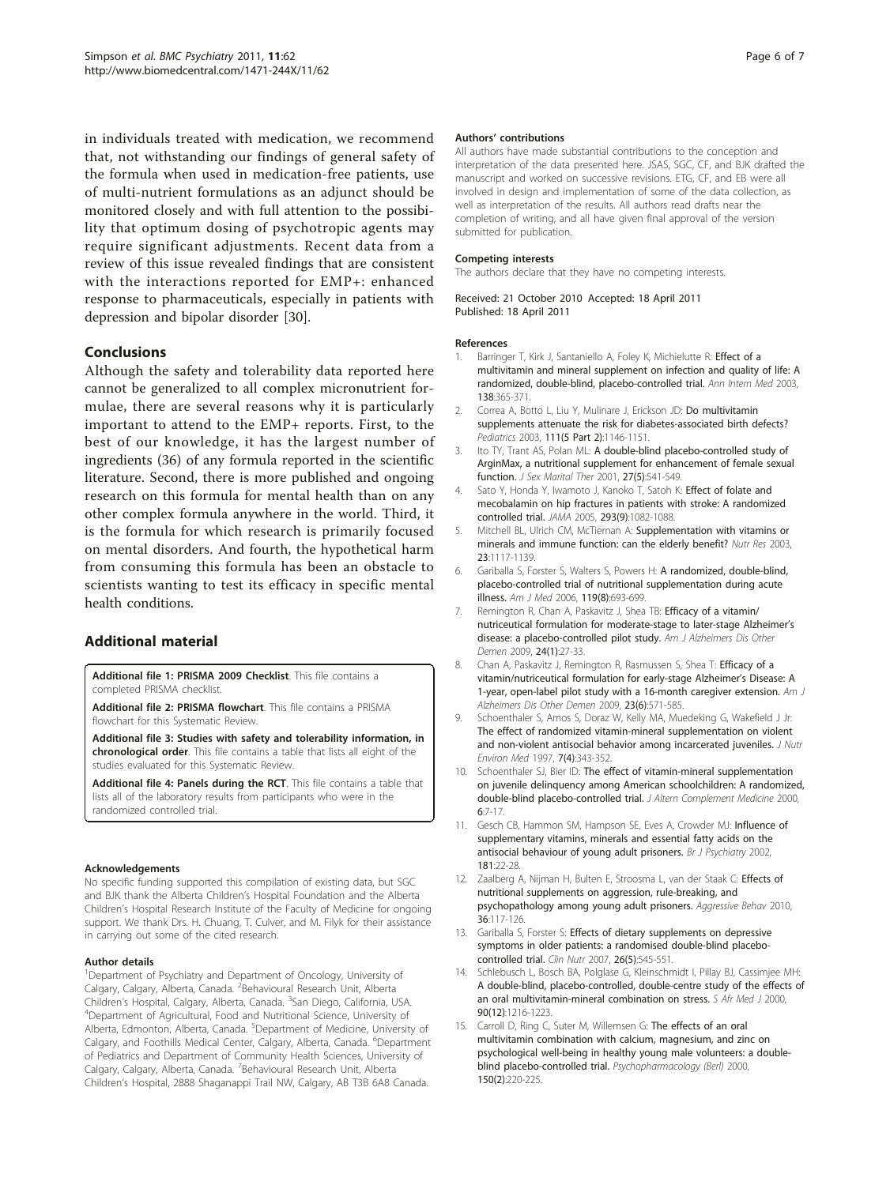in individuals treated with medication, we recommend that, not withstanding our findings of general safety of the formula when used in medication-free patients, use of multi-nutrient formulations as an adjunct should be monitored closely and with full attention to the possibility that optimum dosing of psychotropic agents may require significant adjustments. Recent data from a review of this issue revealed findings that are consistent with the interactions reported for EMP+: enhanced response to pharmaceuticals, especially in patients with depression and bipolar disorder [30].

## Conclusions

Although the safety and tolerability data reported here cannot be generalized to all complex micronutrient formulae, there are several reasons why it is particularly important to attend to the EMP+ reports. First, to the best of our knowledge, it has the largest number of ingredients (36) of any formula reported in the scientific literature. Second, there is more published and ongoing research on this formula for mental health than on any other complex formula anywhere in the world. Third, it is the formula for which research is primarily focused on mental disorders. And fourth, the hypothetical harm from consuming this formula has been an obstacle to scientists wanting to test its efficacy in specific mental health conditions.

## Additional material

**Additional file 1: PRISMA 2009 Checklist**. This file contains a completed PRISMA checklist.

**Additional file 2: PRISMA flowchart**. This file contains a PRISMA flowchart for this Systematic Review.

**Additional file 3: Studies with safety and tolerability information, in chronological order**. This file contains a table that lists all eight of the studies evaluated for this Systematic Review.

**Additional file 4: Panels during the RCT**. This file contains a table that lists all of the laboratory results from participants who were in the randomized controlled trial.

#### Acknowledgements

No specific funding supported this compilation of existing data, but SGC and BJK thank the Alberta Children's Hospital Foundation and the Alberta Children's Hospital Research Institute of the Faculty of Medicine for ongoing support. We thank Drs. H. Chuang, T. Culver, and M. Filyk for their assistance in carrying out some of the cited research.

#### Author details

[1]Department of Psychiatry and Department of Oncology, University of Calgary, Calgary, Alberta, Canada. [2]Behavioural Research Unit, Alberta Children's Hospital, Calgary, Alberta, Canada. [3]San Diego, California, USA. [4]Department of Agricultural, Food and Nutritional Science, University of Alberta, Edmonton, Alberta, Canada. [5]Department of Medicine, University of Calgary, and Foothills Medical Center, Calgary, Alberta, Canada. [6]Department of Pediatrics and Department of Community Health Sciences, University of Calgary, Calgary, Alberta, Canada. [7]Behavioural Research Unit, Alberta Children's Hospital, 2888 Shaganappi Trail NW, Calgary, AB T3B 6A8 Canada.

#### Authors' contributions

All authors have made substantial contributions to the conception and interpretation of the data presented here. JSAS, SGC, CF, and BJK drafted the manuscript and worked on successive revisions. ETG, CF, and EB were all involved in design and implementation of some of the data collection, as well as interpretation of the results. All authors read drafts near the completion of writing, and all have given final approval of the version submitted for publication.

#### Competing interests

The authors declare that they have no competing interests.

Received: 21 October 2010 Accepted: 18 April 2011
Published: 18 April 2011

#### References

1. Barringer T, Kirk J, Santaniello A, Foley K, Michielutte R: **Effect of a multivitamin and mineral supplement on infection and quality of life: A randomized, double-blind, placebo-controlled trial.** *Ann Intern Med* 2003, **138**:365-371.
2. Correa A, Botto L, Liu Y, Mulinare J, Erickson JD: **Do multivitamin supplements attenuate the risk for diabetes-associated birth defects?** *Pediatrics* 2003, **111(5 Part 2)**:1146-1151.
3. Ito TY, Trant AS, Polan ML: **A double-blind placebo-controlled study of ArginMax, a nutritional supplement for enhancement of female sexual function.** *J Sex Marital Ther* 2001, **27(5)**:541-549.
4. Sato Y, Honda Y, Iwamoto J, Kanoko T, Satoh K: **Effect of folate and mecobalamin on hip fractures in patients with stroke: A randomized controlled trial.** *JAMA* 2005, **293(9)**:1082-1088.
5. Mitchell BL, Ulrich CM, McTiernan A: **Supplementation with vitamins or minerals and immune function: can the elderly benefit?** *Nutr Res* 2003, **23**:1117-1139.
6. Gariballa S, Forster S, Walters S, Powers H: **A randomized, double-blind, placebo-controlled trial of nutritional supplementation during acute illness.** *Am J Med* 2006, **119(8)**:693-699.
7. Remington R, Chan A, Paskavitz J, Shea TB: **Efficacy of a vitamin/nutriceutical formulation for moderate-stage to later-stage Alzheimer's disease: a placebo-controlled pilot study.** *Am J Alzheimers Dis Other Demen* 2009, **24(1)**:27-33.
8. Chan A, Paskavitz J, Remington R, Rasmussen S, Shea T: **Efficacy of a vitamin/nutriceutical formulation for early-stage Alzheimer's Disease: A 1-year, open-label pilot study with a 16-month caregiver extension.** *Am J Alzheimers Dis Other Demen* 2009, **23(6)**:571-585.
9. Schoenthaler S, Amos S, Doraz W, Kelly MA, Muedeking G, Wakefield J Jr: **The effect of randomized vitamin-mineral supplementation on violent and non-violent antisocial behavior among incarcerated juveniles.** *J Nutr Environ Med* 1997, **7(4)**:343-352.
10. Schoenthaler SJ, Bier ID: **The effect of vitamin-mineral supplementation on juvenile delinquency among American schoolchildren: A randomized, double-blind placebo-controlled trial.** *J Altern Complement Medicine* 2000, **6**:7-17.
11. Gesch CB, Hammon SM, Hampson SE, Eves A, Crowder MJ: **Influence of supplementary vitamins, minerals and essential fatty acids on the antisocial behaviour of young adult prisoners.** *Br J Psychiatry* 2002, **181**:22-28.
12. Zaalberg A, Nijman H, Bulten E, Stroosma L, van der Staak C: **Effects of nutritional supplements on aggression, rule-breaking, and psychopathology among young adult prisoners.** *Aggressive Behav* 2010, **36**:117-126.
13. Gariballa S, Forster S: **Effects of dietary supplements on depressive symptoms in older patients: a randomised double-blind placebo-controlled trial.** *Clin Nutr* 2007, **26(5)**:545-551.
14. Schlebusch L, Bosch BA, Polglase G, Kleinschmidt I, Pillay BJ, Cassimjee MH: **A double-blind, placebo-controlled, double-centre study of the effects of an oral multivitamin-mineral combination on stress.** *S Afr Med J* 2000, **90(12)**:1216-1223.
15. Carroll D, Ring C, Suter M, Willemsen G: **The effects of an oral multivitamin combination with calcium, magnesium, and zinc on psychological well-being in healthy young male volunteers: a double-blind placebo-controlled trial.** *Psychopharmacology (Berl)* 2000, **150(2)**:220-225.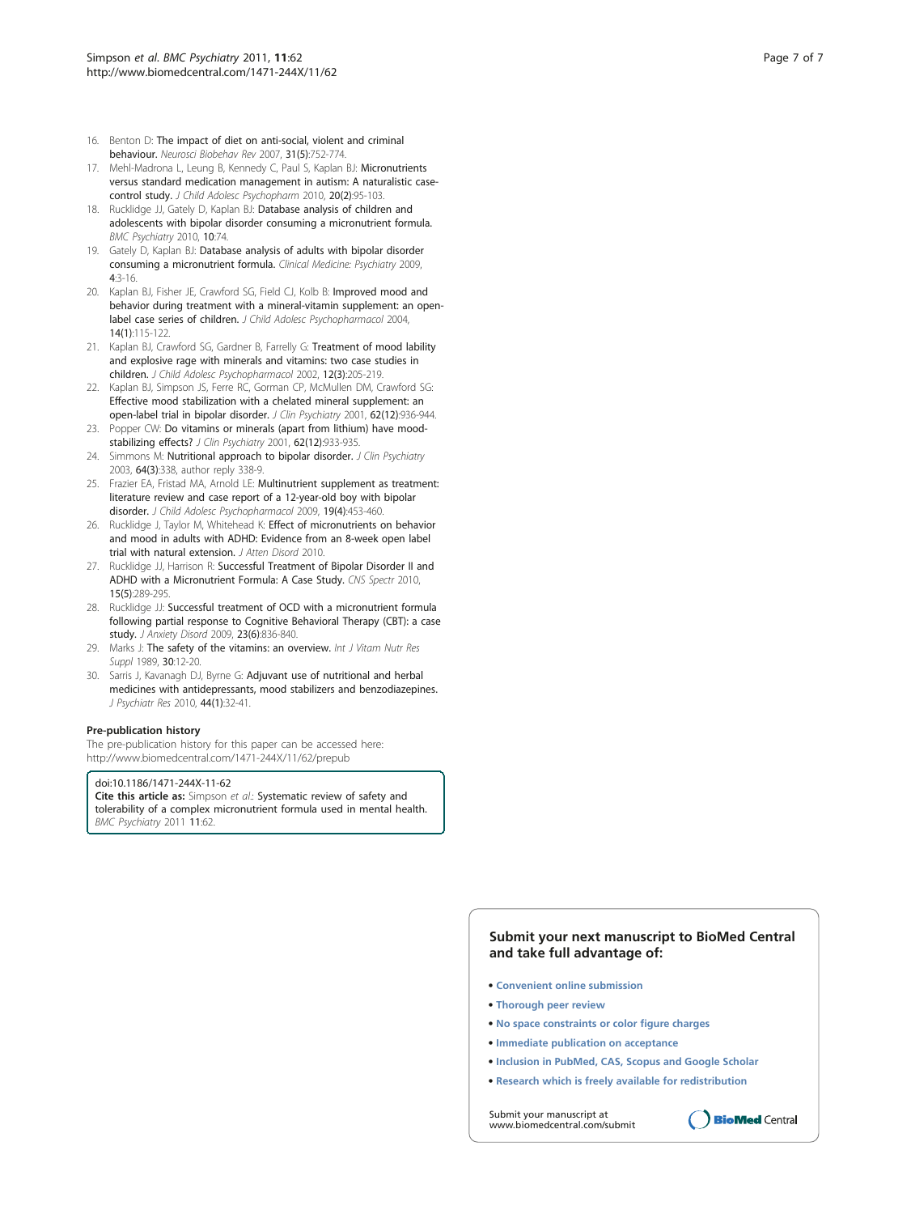16. Benton D: **The impact of diet on anti-social, violent and criminal behaviour.** *Neurosci Biobehav Rev* 2007, **31(5)**:752-774.
17. Mehl-Madrona L, Leung B, Kennedy C, Paul S, Kaplan BJ: **Micronutrients versus standard medication management in autism: A naturalistic case-control study.** *J Child Adolesc Psychopharm* 2010, **20(2)**:95-103.
18. Rucklidge JJ, Gately D, Kaplan BJ: **Database analysis of children and adolescents with bipolar disorder consuming a micronutrient formula.** *BMC Psychiatry* 2010, **10**:74.
19. Gately D, Kaplan BJ: **Database analysis of adults with bipolar disorder consuming a micronutrient formula.** *Clinical Medicine: Psychiatry* 2009, **4**:3-16.
20. Kaplan BJ, Fisher JE, Crawford SG, Field CJ, Kolb B: **Improved mood and behavior during treatment with a mineral-vitamin supplement: an open-label case series of children.** *J Child Adolesc Psychopharmacol* 2004, **14(1)**:115-122.
21. Kaplan BJ, Crawford SG, Gardner B, Farrelly G: **Treatment of mood lability and explosive rage with minerals and vitamins: two case studies in children.** *J Child Adolesc Psychopharmacol* 2002, **12(3)**:205-219.
22. Kaplan BJ, Simpson JS, Ferre RC, Gorman CP, McMullen DM, Crawford SG: **Effective mood stabilization with a chelated mineral supplement: an open-label trial in bipolar disorder.** *J Clin Psychiatry* 2001, **62(12)**:936-944.
23. Popper CW: **Do vitamins or minerals (apart from lithium) have mood-stabilizing effects?** *J Clin Psychiatry* 2001, **62(12)**:933-935.
24. Simmons M: **Nutritional approach to bipolar disorder.** *J Clin Psychiatry* 2003, **64(3)**:338, author reply 338-9.
25. Frazier EA, Fristad MA, Arnold LE: **Multinutrient supplement as treatment: literature review and case report of a 12-year-old boy with bipolar disorder.** *J Child Adolesc Psychopharmacol* 2009, **19(4)**:453-460.
26. Rucklidge J, Taylor M, Whitehead K: **Effect of micronutrients on behavior and mood in adults with ADHD: Evidence from an 8-week open label trial with natural extension.** *J Atten Disord* 2010.
27. Rucklidge JJ, Harrison R: **Successful Treatment of Bipolar Disorder II and ADHD with a Micronutrient Formula: A Case Study.** *CNS Spectr* 2010, **15(5)**:289-295.
28. Rucklidge JJ: **Successful treatment of OCD with a micronutrient formula following partial response to Cognitive Behavioral Therapy (CBT): a case study.** *J Anxiety Disord* 2009, **23(6)**:836-840.
29. Marks J: **The safety of the vitamins: an overview.** *Int J Vitam Nutr Res Suppl* 1989, **30**:12-20.
30. Sarris J, Kavanagh DJ, Byrne G: **Adjuvant use of nutritional and herbal medicines with antidepressants, mood stabilizers and benzodiazepines.** *J Psychiatr Res* 2010, **44(1)**:32-41.

### Pre-publication history

The pre-publication history for this paper can be accessed here:
http://www.biomedcentral.com/1471-244X/11/62/prepub

doi:10.1186/1471-244X-11-62

**Cite this article as:** Simpson *et al.*: Systematic review of safety and tolerability of a complex micronutrient formula used in mental health. *BMC Psychiatry* 2011 **11**:62.

**Submit your next manuscript to BioMed Central and take full advantage of:**

- Convenient online submission
- Thorough peer review
- No space constraints or color figure charges
- Immediate publication on acceptance
- Inclusion in PubMed, CAS, Scopus and Google Scholar
- Research which is freely available for redistribution

Submit your manuscript at
www.biomedcentral.com/submit

BioMed Central